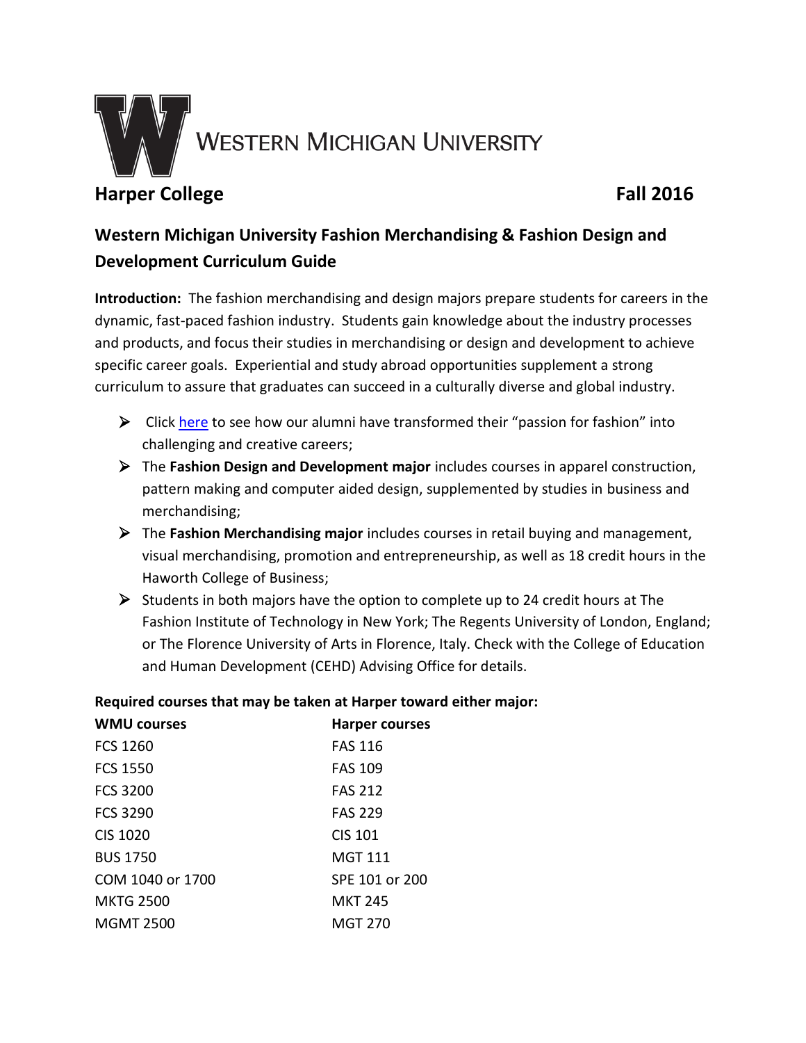WESTERN MICHIGAN UNIVERSITY

**Harper College** **Fall 2016**

## Western Michigan University Fashion Merchandising & Fashion Design and Development Curriculum Guide

**Introduction:** The fashion merchandising and design majors prepare students for careers in the dynamic, fast-paced fashion industry. Students gain knowledge about the industry processes and products, and focus their studies in merchandising or design and development to achieve specific career goals. Experiential and study abroad opportunities supplement a strong curriculum to assure that graduates can succeed in a culturally diverse and global industry.

- Click here to see how our alumni have transformed their "passion for fashion" into challenging and creative careers;
- The **Fashion Design and Development major** includes courses in apparel construction, pattern making and computer aided design, supplemented by studies in business and merchandising;
- The **Fashion Merchandising major** includes courses in retail buying and management, visual merchandising, promotion and entrepreneurship, as well as 18 credit hours in the Haworth College of Business;
- Students in both majors have the option to complete up to 24 credit hours at The Fashion Institute of Technology in New York; The Regents University of London, England; or The Florence University of Arts in Florence, Italy. Check with the College of Education and Human Development (CEHD) Advising Office for details.

**Required courses that may be taken at Harper toward either major:**

| WMU courses | Harper courses |
|---|---|
| FCS 1260 | FAS 116 |
| FCS 1550 | FAS 109 |
| FCS 3200 | FAS 212 |
| FCS 3290 | FAS 229 |
| CIS 1020 | CIS 101 |
| BUS 1750 | MGT 111 |
| COM 1040 or 1700 | SPE 101 or 200 |
| MKTG 2500 | MKT 245 |
| MGMT 2500 | MGT 270 |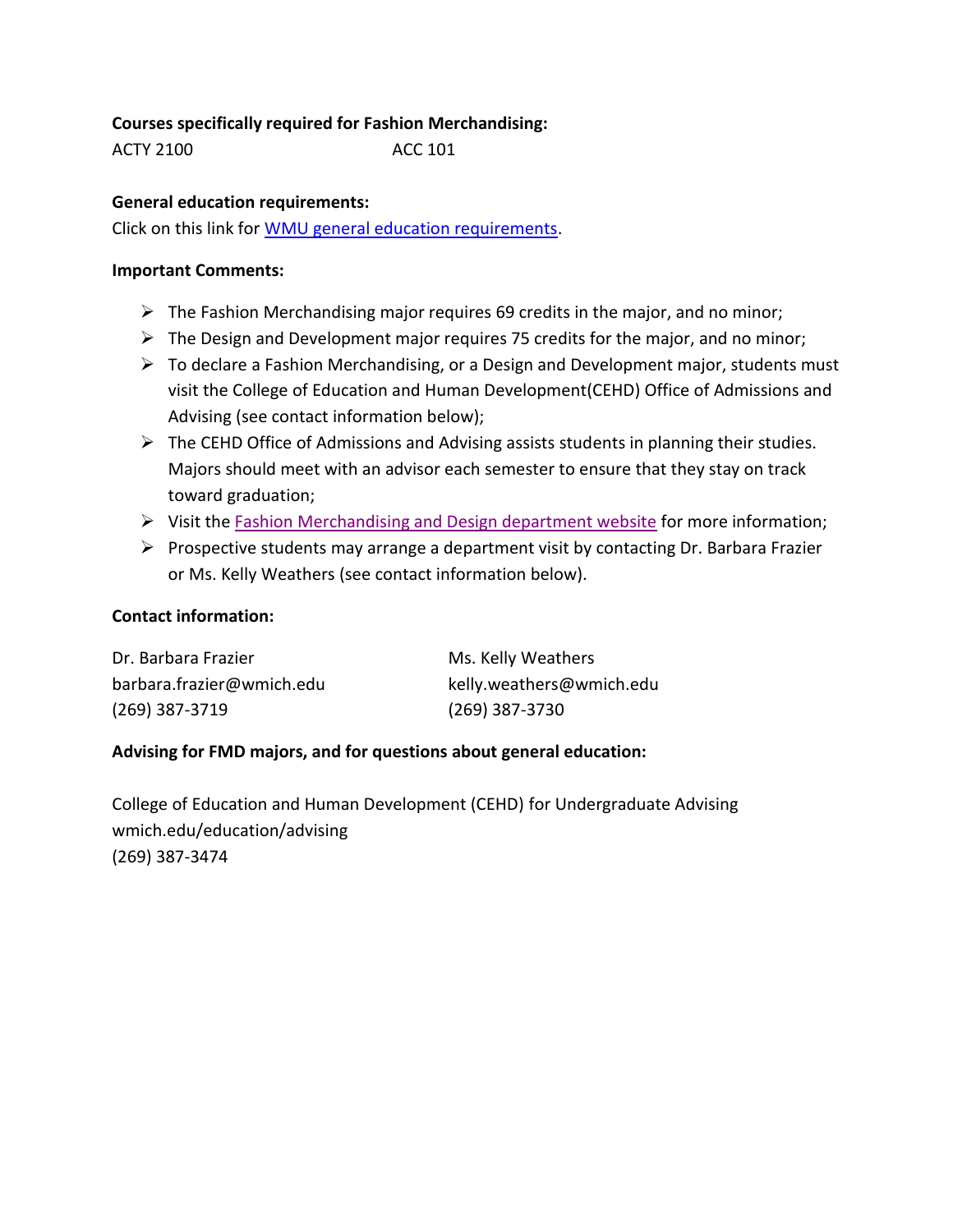**Courses specifically required for Fashion Merchandising:**

| | |
|---|---|
| ACTY 2100 | ACC 101 |

**General education requirements:**

Click on this link for [WMU general education requirements](WMU general education requirements).

**Important Comments:**

- The Fashion Merchandising major requires 69 credits in the major, and no minor;
- The Design and Development major requires 75 credits for the major, and no minor;
- To declare a Fashion Merchandising, or a Design and Development major, students must visit the College of Education and Human Development(CEHD) Office of Admissions and Advising (see contact information below);
- The CEHD Office of Admissions and Advising assists students in planning their studies. Majors should meet with an advisor each semester to ensure that they stay on track toward graduation;
- Visit the Fashion Merchandising and Design department website for more information;
- Prospective students may arrange a department visit by contacting Dr. Barbara Frazier or Ms. Kelly Weathers (see contact information below).

**Contact information:**

Dr. Barbara Frazier
barbara.frazier@wmich.edu
(269) 387-3719

Ms. Kelly Weathers
kelly.weathers@wmich.edu
(269) 387-3730

**Advising for FMD majors, and for questions about general education:**

College of Education and Human Development (CEHD) for Undergraduate Advising
wmich.edu/education/advising
(269) 387-3474